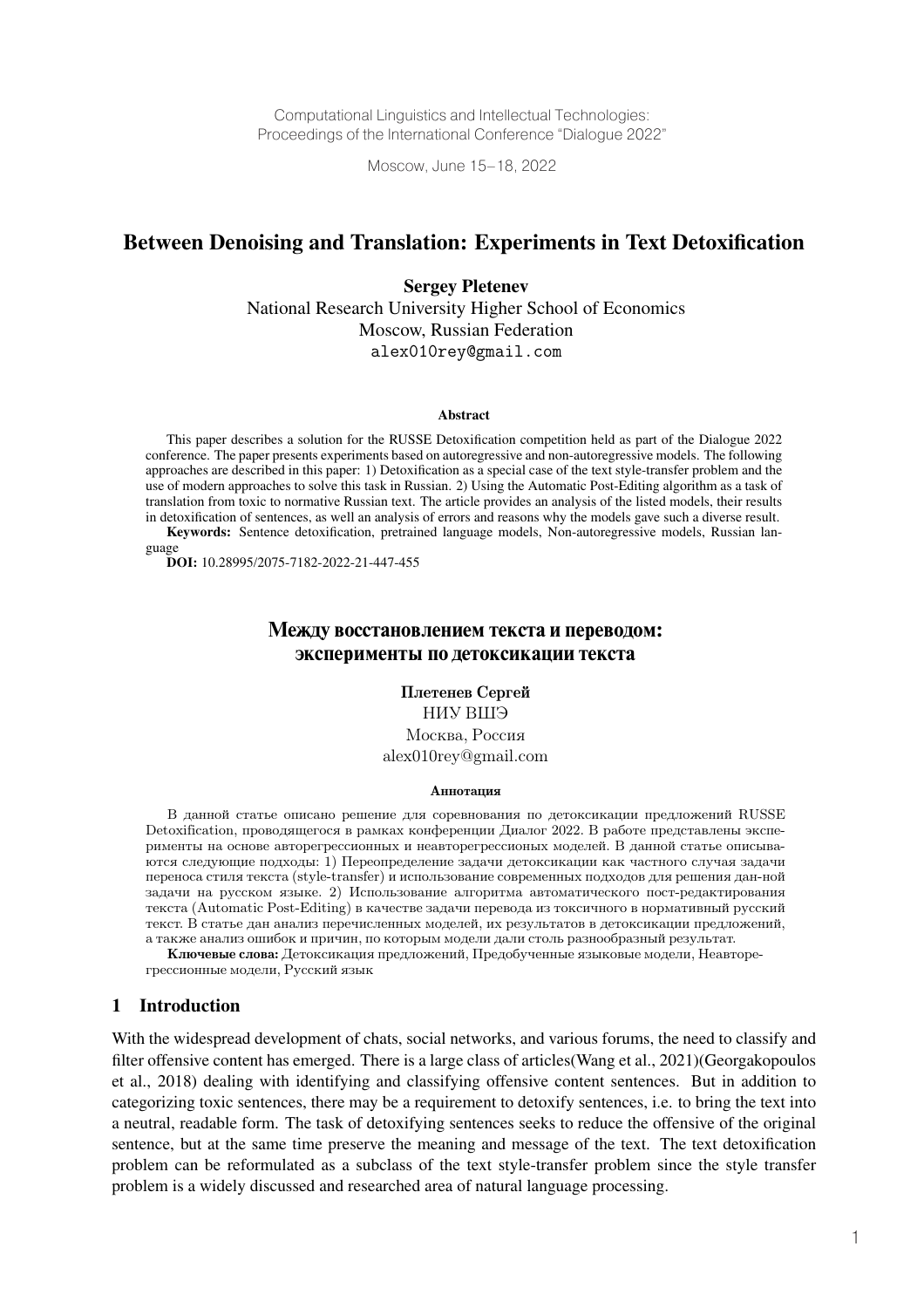Computational Linguistics and Intellectual Technologies:
Proceedings of the International Conference "Dialogue 2022"

Moscow, June 15–18, 2022

# Between Denoising and Translation: Experiments in Text Detoxification

**Sergey Pletenev**
National Research University Higher School of Economics
Moscow, Russian Federation
alex010rey@gmail.com

### Abstract

This paper describes a solution for the RUSSE Detoxification competition held as part of the Dialogue 2022 conference. The paper presents experiments based on autoregressive and non-autoregressive models. The following approaches are described in this paper: 1) Detoxification as a special case of the text style-transfer problem and the use of modern approaches to solve this task in Russian. 2) Using the Automatic Post-Editing algorithm as a task of translation from toxic to normative Russian text. The article provides an analysis of the listed models, their results in detoxification of sentences, as well as an analysis of errors and reasons why the models gave such a diverse result.

**Keywords:** Sentence detoxification, pretrained language models, Non-autoregressive models, Russian language

**DOI:** 10.28995/2075-7182-2022-21-447-455

# Между восстановлением текста и переводом: эксперименты по детоксикации текста

**Плетенев Сергей**
НИУ ВШЭ
Москва, Россия
alex010rey@gmail.com

### Аннотация

В данной статье описано решение для соревнования по детоксикации предложений RUSSE Detoxification, проводящегося в рамках конференции Диалог 2022. В работе представлены эксперименты на основе авторегрессионных и неавторегрессионых моделей. В данной статье описываются следующие подходы: 1) Переопределение задачи детоксикации как частного случая задачи переноса стиля текста (style-transfer) и использование современных подходов для решения дан-ной задачи на русском языке. 2) Использование алгоритма автоматического пост-редактирования текста (Automatic Post-Editing) в качестве задачи перевода из токсичного в нормативный русский текст. В статье дан анализ перечисленных моделей, их результатов в детоксикации предложений, а также анализ ошибок и причин, по которым модели дали столь разнообразный результат.

**Ключевые слова:** Детоксикация предложений, Предобученные языковые модели, Неавторегрессионные модели, Русский язык

## 1 Introduction

With the widespread development of chats, social networks, and various forums, the need to classify and filter offensive content has emerged. There is a large class of articles(Wang et al., 2021)(Georgakopoulos et al., 2018) dealing with identifying and classifying offensive content sentences. But in addition to categorizing toxic sentences, there may be a requirement to detoxify sentences, i.e. to bring the text into a neutral, readable form. The task of detoxifying sentences seeks to reduce the offensive of the original sentence, but at the same time preserve the meaning and message of the text. The text detoxification problem can be reformulated as a subclass of the text style-transfer problem since the style transfer problem is a widely discussed and researched area of natural language processing.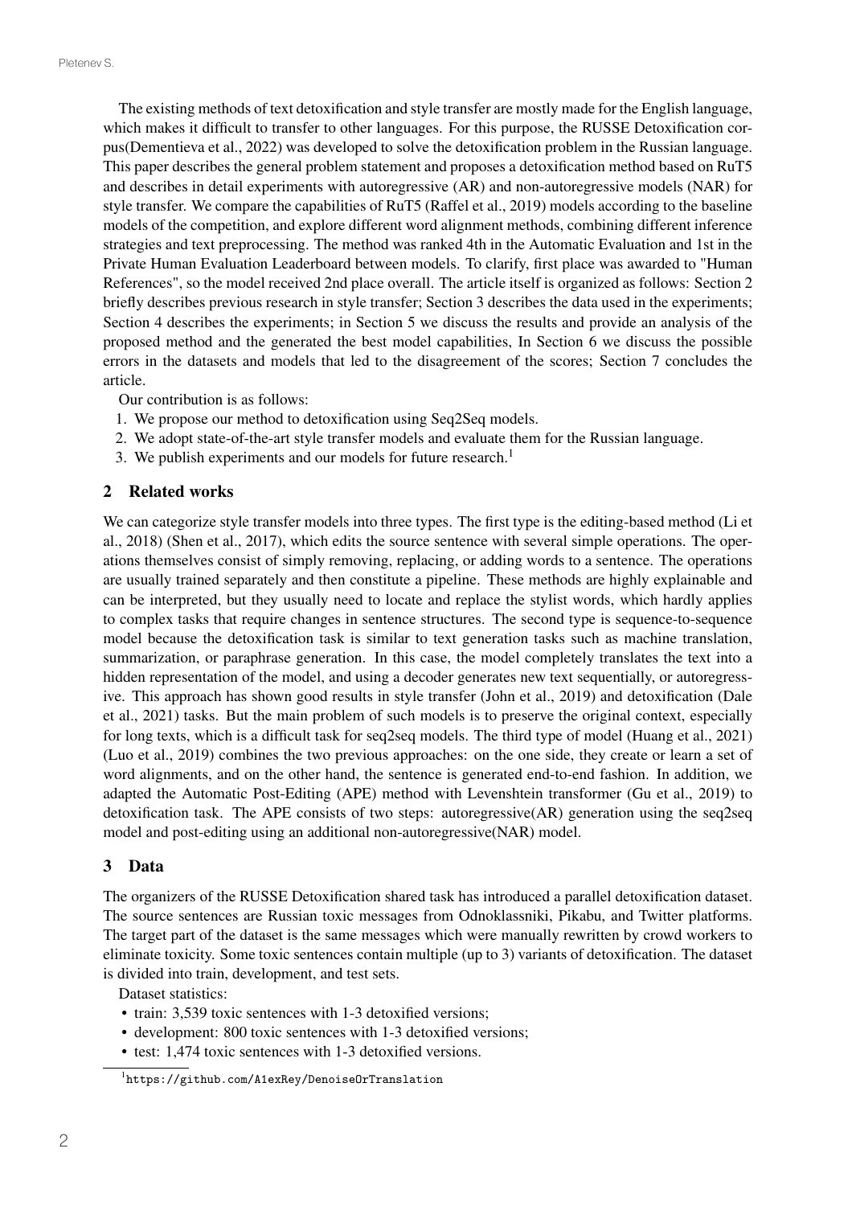The existing methods of text detoxification and style transfer are mostly made for the English language, which makes it difficult to transfer to other languages. For this purpose, the RUSSE Detoxification corpus(Dementieva et al., 2022) was developed to solve the detoxification problem in the Russian language. This paper describes the general problem statement and proposes a detoxification method based on RuT5 and describes in detail experiments with autoregressive (AR) and non-autoregressive models (NAR) for style transfer. We compare the capabilities of RuT5 (Raffel et al., 2019) models according to the baseline models of the competition, and explore different word alignment methods, combining different inference strategies and text preprocessing. The method was ranked 4th in the Automatic Evaluation and 1st in the Private Human Evaluation Leaderboard between models. To clarify, first place was awarded to "Human References", so the model received 2nd place overall. The article itself is organized as follows: Section 2 briefly describes previous research in style transfer; Section 3 describes the data used in the experiments; Section 4 describes the experiments; in Section 5 we discuss the results and provide an analysis of the proposed method and the generated the best model capabilities, In Section 6 we discuss the possible errors in the datasets and models that led to the disagreement of the scores; Section 7 concludes the article.

Our contribution is as follows:

1. We propose our method to detoxification using Seq2Seq models.
2. We adopt state-of-the-art style transfer models and evaluate them for the Russian language.
3. We publish experiments and our models for future research.[1]

## 2 Related works

We can categorize style transfer models into three types. The first type is the editing-based method (Li et al., 2018) (Shen et al., 2017), which edits the source sentence with several simple operations. The operations themselves consist of simply removing, replacing, or adding words to a sentence. The operations are usually trained separately and then constitute a pipeline. These methods are highly explainable and can be interpreted, but they usually need to locate and replace the stylist words, which hardly applies to complex tasks that require changes in sentence structures. The second type is sequence-to-sequence model because the detoxification task is similar to text generation tasks such as machine translation, summarization, or paraphrase generation. In this case, the model completely translates the text into a hidden representation of the model, and using a decoder generates new text sequentially, or autoregressive. This approach has shown good results in style transfer (John et al., 2019) and detoxification (Dale et al., 2021) tasks. But the main problem of such models is to preserve the original context, especially for long texts, which is a difficult task for seq2seq models. The third type of model (Huang et al., 2021) (Luo et al., 2019) combines the two previous approaches: on the one side, they create or learn a set of word alignments, and on the other hand, the sentence is generated end-to-end fashion. In addition, we adapted the Automatic Post-Editing (APE) method with Levenshtein transformer (Gu et al., 2019) to detoxification task. The APE consists of two steps: autoregressive(AR) generation using the seq2seq model and post-editing using an additional non-autoregressive(NAR) model.

## 3 Data

The organizers of the RUSSE Detoxification shared task has introduced a parallel detoxification dataset. The source sentences are Russian toxic messages from Odnoklassniki, Pikabu, and Twitter platforms. The target part of the dataset is the same messages which were manually rewritten by crowd workers to eliminate toxicity. Some toxic sentences contain multiple (up to 3) variants of detoxification. The dataset is divided into train, development, and test sets.

Dataset statistics:

- train: 3,539 toxic sentences with 1-3 detoxified versions;
- development: 800 toxic sentences with 1-3 detoxified versions;
- test: 1,474 toxic sentences with 1-3 detoxified versions.

[1] https://github.com/A1exRey/DenoiseOrTranslation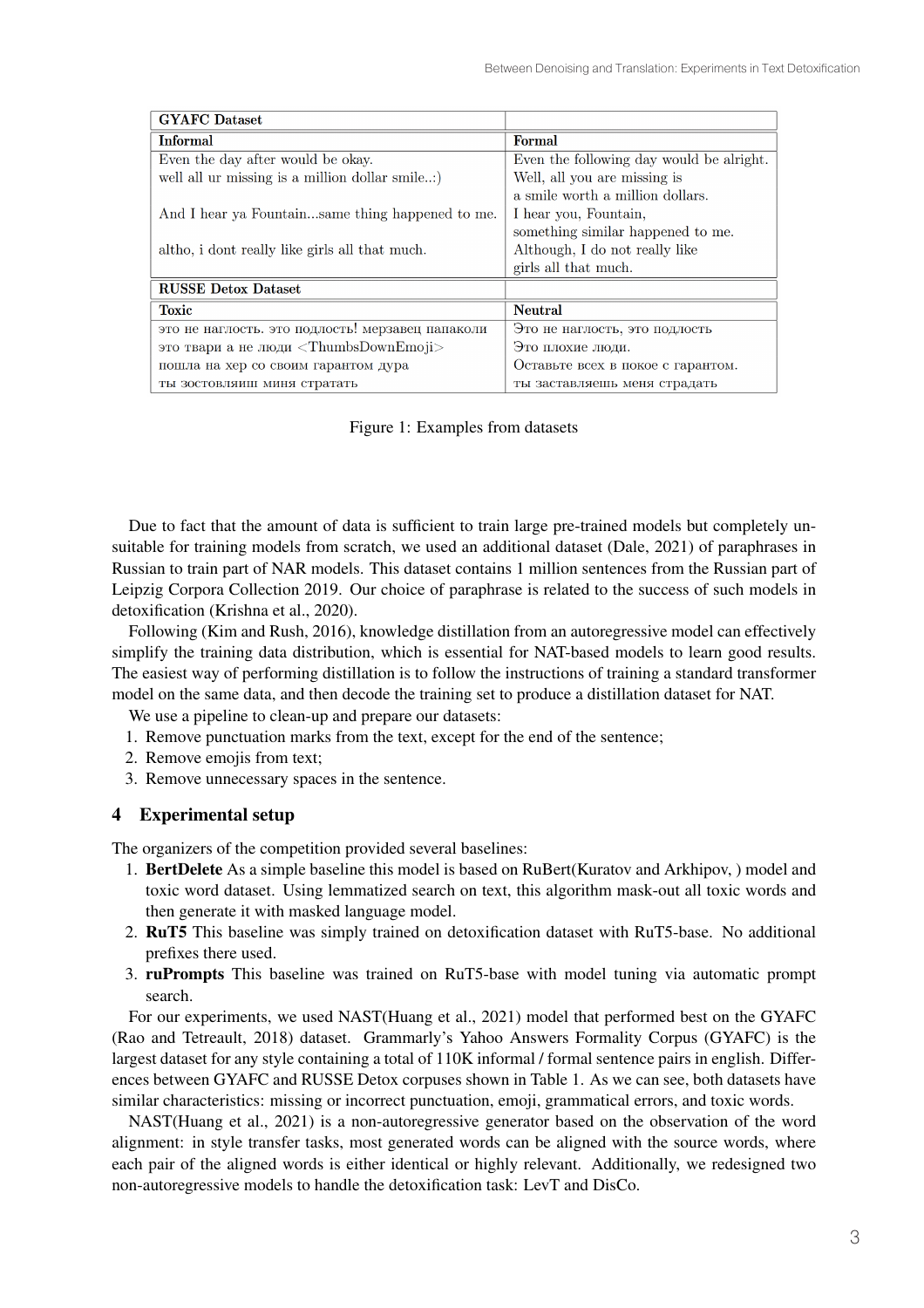| GYAFC Dataset | |
|---|---|
| **Informal** | **Formal** |
| Even the day after would be okay. | Even the following day would be alright. |
| well all ur missing is a million dollar smile..:) | Well, all you are missing is a smile worth a million dollars. |
| And I hear ya Fountain...same thing happened to me. | I hear you, Fountain, something similar happened to me. |
| altho, i dont really like girls all that much. | Although, I do not really like girls all that much. |
| **RUSSE Detox Dataset** | |
| **Toxic** | **Neutral** |
| это не наглость. это подлость! мерзавец папаколи | Это не наглость, это подлость |
| это твари а не люди <ThumbsDownEmoji> | Это плохие люди. |
| пошла на хер со своим гарантом дура | Оставьте всех в покое с гарантом. |
| ты зостовляиш миня стратать | ты заставляешь меня страдать |

Figure 1: Examples from datasets

Due to fact that the amount of data is sufficient to train large pre-trained models but completely unsuitable for training models from scratch, we used an additional dataset (Dale, 2021) of paraphrases in Russian to train part of NAR models. This dataset contains 1 million sentences from the Russian part of Leipzig Corpora Collection 2019. Our choice of paraphrase is related to the success of such models in detoxification (Krishna et al., 2020).

Following (Kim and Rush, 2016), knowledge distillation from an autoregressive model can effectively simplify the training data distribution, which is essential for NAT-based models to learn good results. The easiest way of performing distillation is to follow the instructions of training a standard transformer model on the same data, and then decode the training set to produce a distillation dataset for NAT.

We use a pipeline to clean-up and prepare our datasets:

1. Remove punctuation marks from the text, except for the end of the sentence;
2. Remove emojis from text;
3. Remove unnecessary spaces in the sentence.

## 4 Experimental setup

The organizers of the competition provided several baselines:

1. **BertDelete** As a simple baseline this model is based on RuBert(Kuratov and Arkhipov, ) model and toxic word dataset. Using lemmatized search on text, this algorithm mask-out all toxic words and then generate it with masked language model.
2. **RuT5** This baseline was simply trained on detoxification dataset with RuT5-base. No additional prefixes there used.
3. **ruPrompts** This baseline was trained on RuT5-base with model tuning via automatic prompt search.

For our experiments, we used NAST(Huang et al., 2021) model that performed best on the GYAFC (Rao and Tetreault, 2018) dataset. Grammarly's Yahoo Answers Formality Corpus (GYAFC) is the largest dataset for any style containing a total of 110K informal / formal sentence pairs in english. Differences between GYAFC and RUSSE Detox corpuses shown in Table 1. As we can see, both datasets have similar characteristics: missing or incorrect punctuation, emoji, grammatical errors, and toxic words.

NAST(Huang et al., 2021) is a non-autoregressive generator based on the observation of the word alignment: in style transfer tasks, most generated words can be aligned with the source words, where each pair of the aligned words is either identical or highly relevant. Additionally, we redesigned two non-autoregressive models to handle the detoxification task: LevT and DisCo.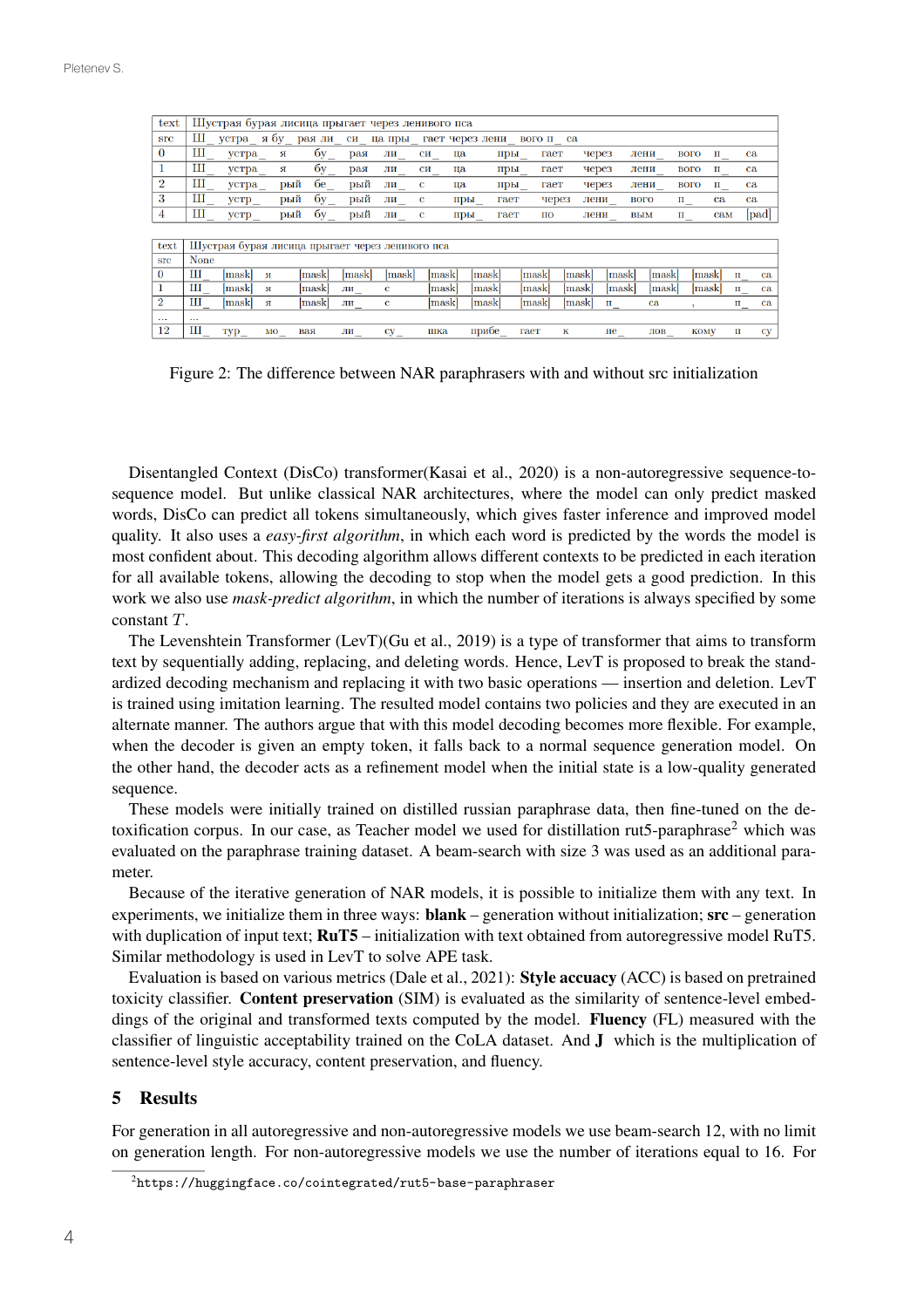| text | Шустрая бурая лисица прыгает через ленивого пса | | | | | | | | | | | | | |
|---|---|---|---|---|---|---|---|---|---|---|---|---|---|---|
| src | Ш_ устра_ я бу_ рая ли_ си_ ца пры_ гает через лени_ вого п_ са | | | | | | | | | | | | | |
| 0 | Ш_ | устра_ | я | бу_ | рая | ли_ | си_ | ца | пры_ | гает | через | лени_ | вого | п_ | са |
| 1 | Ш_ | устра_ | я | бу_ | рая | ли_ | си_ | ца | пры_ | гает | через | лени_ | вого | п_ | са |
| 2 | Ш_ | устра_ | рый | бе_ | рый | ли_ | с | ца | пры_ | гает | через | лени_ | вого | п_ | са |
| 3 | Ш_ | устр_ | рый | бу_ | рый | ли_ | с | пры | гает | через | лени_ | вого | п_ | са | са |
| 4 | Ш_ | устр_ | рый | бу_ | рый | ли_ | с | пры_ | гает | по | лени_ | вым | п_ | сам | [pad] |

| text | Шустрая бурая лисица прыгает через ленивого пса | | | | | | | | | | | | | | |
|---|---|---|---|---|---|---|---|---|---|---|---|---|---|---|---|
| src | None | | | | | | | | | | | | | | |
| 0 | Ш_ | [mask] | я | [mask] | [mask] | [mask] | [mask] | [mask] | [mask] | [mask] | [mask] | [mask] | [mask] | п_ | са |
| 1 | Ш_ | [mask] | я | [mask] | ли_ | с | [mask] | [mask] | [mask] | [mask] | [mask] | [mask] | [mask] | п_ | са |
| 2 | Ш_ | [mask] | я | [mask] | ли_ | с | [mask] | [mask] | [mask] | [mask] | п_ | са | , | п_ | са |
| ... | ... | | | | | | | | | | | | | | |
| 12 | Ш_ | тур_ | мо_ | вая | ли_ | су_ | шка | прибе_ | гает | к | не_ | лов_ | кому | п | су |

Figure 2: The difference between NAR paraphrasers with and without src initialization

Disentangled Context (DisCo) transformer(Kasai et al., 2020) is a non-autoregressive sequence-to-sequence model. But unlike classical NAR architectures, where the model can only predict masked words, DisCo can predict all tokens simultaneously, which gives faster inference and improved model quality. It also uses a *easy-first algorithm*, in which each word is predicted by the words the model is most confident about. This decoding algorithm allows different contexts to be predicted in each iteration for all available tokens, allowing the decoding to stop when the model gets a good prediction. In this work we also use *mask-predict algorithm*, in which the number of iterations is always specified by some constant $T$.

The Levenshtein Transformer (LevT)(Gu et al., 2019) is a type of transformer that aims to transform text by sequentially adding, replacing, and deleting words. Hence, LevT is proposed to break the standardized decoding mechanism and replacing it with two basic operations — insertion and deletion. LevT is trained using imitation learning. The resulted model contains two policies and they are executed in an alternate manner. The authors argue that with this model decoding becomes more flexible. For example, when the decoder is given an empty token, it falls back to a normal sequence generation model. On the other hand, the decoder acts as a refinement model when the initial state is a low-quality generated sequence.

These models were initially trained on distilled russian paraphrase data, then fine-tuned on the detoxification corpus. In our case, as Teacher model we used for distillation rut5-paraphrase[2] which was evaluated on the paraphrase training dataset. A beam-search with size 3 was used as an additional parameter.

Because of the iterative generation of NAR models, it is possible to initialize them with any text. In experiments, we initialize them in three ways: **blank** – generation without initialization; **src** – generation with duplication of input text; **RuT5** – initialization with text obtained from autoregressive model RuT5. Similar methodology is used in LevT to solve APE task.

Evaluation is based on various metrics (Dale et al., 2021): **Style accuacy** (ACC) is based on pretrained toxicity classifier. **Content preservation** (SIM) is evaluated as the similarity of sentence-level embeddings of the original and transformed texts computed by the model. **Fluency** (FL) measured with the classifier of linguistic acceptability trained on the CoLA dataset. And **J** which is the multiplication of sentence-level style accuracy, content preservation, and fluency.

## 5 Results

For generation in all autoregressive and non-autoregressive models we use beam-search 12, with no limit on generation length. For non-autoregressive models we use the number of iterations equal to 16. For

[2]https://huggingface.co/cointegrated/rut5-base-paraphraser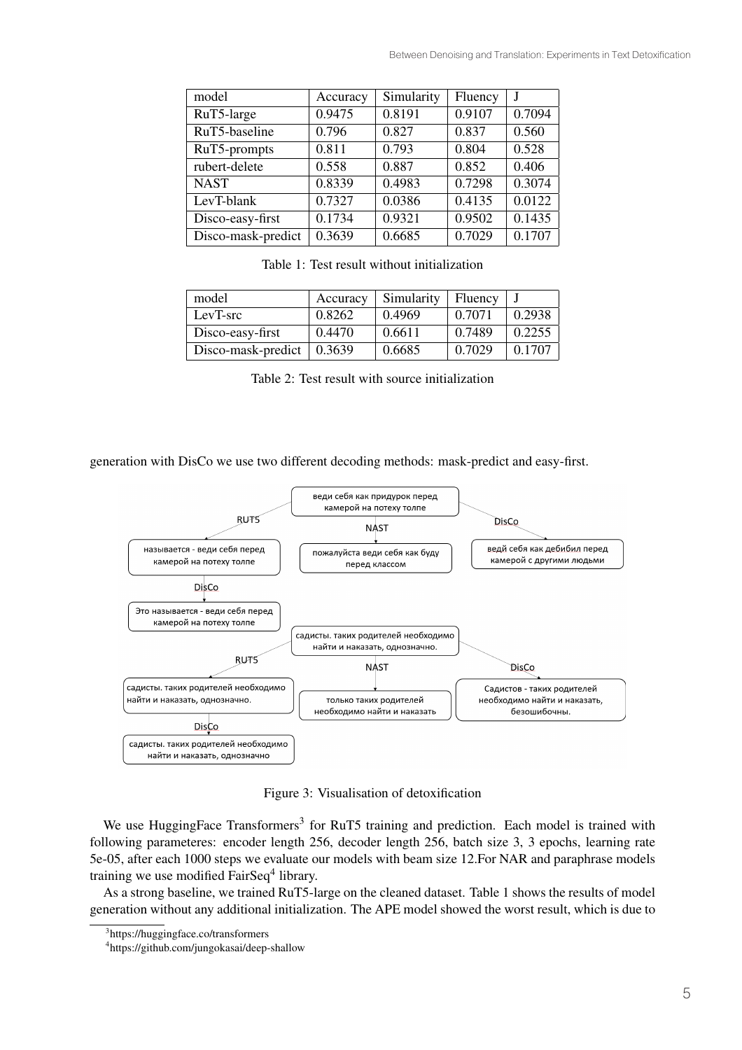| model | Accuracy | Simularity | Fluency | J |
|---|---|---|---|---|
| RuT5-large | 0.9475 | 0.8191 | 0.9107 | 0.7094 |
| RuT5-baseline | 0.796 | 0.827 | 0.837 | 0.560 |
| RuT5-prompts | 0.811 | 0.793 | 0.804 | 0.528 |
| rubert-delete | 0.558 | 0.887 | 0.852 | 0.406 |
| NAST | 0.8339 | 0.4983 | 0.7298 | 0.3074 |
| LevT-blank | 0.7327 | 0.0386 | 0.4135 | 0.0122 |
| Disco-easy-first | 0.1734 | 0.9321 | 0.9502 | 0.1435 |
| Disco-mask-predict | 0.3639 | 0.6685 | 0.7029 | 0.1707 |

Table 1: Test result without initialization

| model | Accuracy | Simularity | Fluency | J |
|---|---|---|---|---|
| LevT-src | 0.8262 | 0.4969 | 0.7071 | 0.2938 |
| Disco-easy-first | 0.4470 | 0.6611 | 0.7489 | 0.2255 |
| Disco-mask-predict | 0.3639 | 0.6685 | 0.7029 | 0.1707 |

Table 2: Test result with source initialization

generation with DisCo we use two different decoding methods: mask-predict and easy-first.

Figure 3: Visualisation of detoxification

We use HuggingFace Transformers[3] for RuT5 training and prediction. Each model is trained with following parameteres: encoder length 256, decoder length 256, batch size 3, 3 epochs, learning rate 5e-05, after each 1000 steps we evaluate our models with beam size 12.For NAR and paraphrase models training we use modified FairSeq[4] library.

As a strong baseline, we trained RuT5-large on the cleaned dataset. Table 1 shows the results of model generation without any additional initialization. The APE model showed the worst result, which is due to

[3]https://huggingface.co/transformers

[4]https://github.com/jungokasai/deep-shallow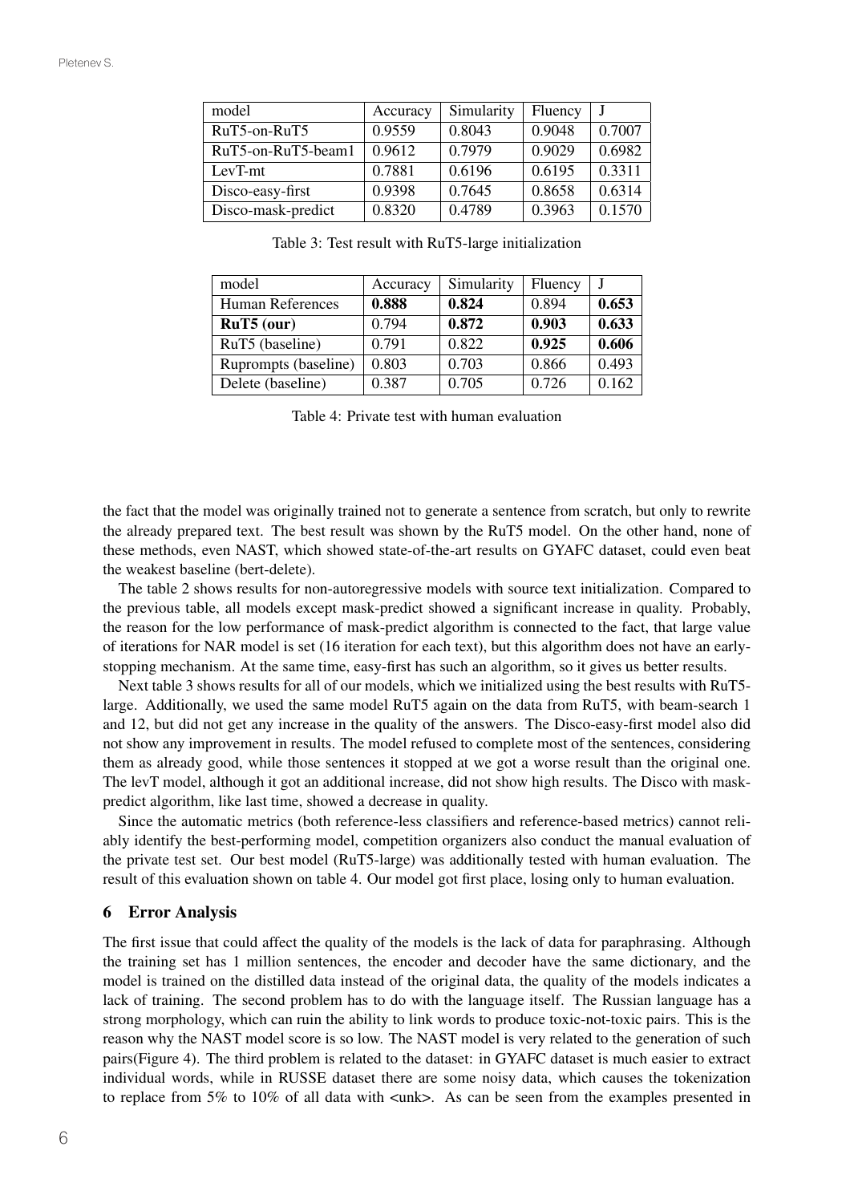| model | Accuracy | Simularity | Fluency | J |
|---|---|---|---|---|
| RuT5-on-RuT5 | 0.9559 | 0.8043 | 0.9048 | 0.7007 |
| RuT5-on-RuT5-beam1 | 0.9612 | 0.7979 | 0.9029 | 0.6982 |
| LevT-mt | 0.7881 | 0.6196 | 0.6195 | 0.3311 |
| Disco-easy-first | 0.9398 | 0.7645 | 0.8658 | 0.6314 |
| Disco-mask-predict | 0.8320 | 0.4789 | 0.3963 | 0.1570 |

Table 3: Test result with RuT5-large initialization

| model | Accuracy | Simularity | Fluency | J |
|---|---|---|---|---|
| Human References | **0.888** | **0.824** | 0.894 | **0.653** |
| **RuT5 (our)** | 0.794 | **0.872** | **0.903** | **0.633** |
| RuT5 (baseline) | 0.791 | 0.822 | **0.925** | **0.606** |
| Ruprompts (baseline) | 0.803 | 0.703 | 0.866 | 0.493 |
| Delete (baseline) | 0.387 | 0.705 | 0.726 | 0.162 |

Table 4: Private test with human evaluation

the fact that the model was originally trained not to generate a sentence from scratch, but only to rewrite the already prepared text. The best result was shown by the RuT5 model. On the other hand, none of these methods, even NAST, which showed state-of-the-art results on GYAFC dataset, could even beat the weakest baseline (bert-delete).

The table 2 shows results for non-autoregressive models with source text initialization. Compared to the previous table, all models except mask-predict showed a significant increase in quality. Probably, the reason for the low performance of mask-predict algorithm is connected to the fact, that large value of iterations for NAR model is set (16 iteration for each text), but this algorithm does not have an early-stopping mechanism. At the same time, easy-first has such an algorithm, so it gives us better results.

Next table 3 shows results for all of our models, which we initialized using the best results with RuT5-large. Additionally, we used the same model RuT5 again on the data from RuT5, with beam-search 1 and 12, but did not get any increase in the quality of the answers. The Disco-easy-first model also did not show any improvement in results. The model refused to complete most of the sentences, considering them as already good, while those sentences it stopped at we got a worse result than the original one. The levT model, although it got an additional increase, did not show high results. The Disco with mask-predict algorithm, like last time, showed a decrease in quality.

Since the automatic metrics (both reference-less classifiers and reference-based metrics) cannot reliably identify the best-performing model, competition organizers also conduct the manual evaluation of the private test set. Our best model (RuT5-large) was additionally tested with human evaluation. The result of this evaluation shown on table 4. Our model got first place, losing only to human evaluation.

## 6 Error Analysis

The first issue that could affect the quality of the models is the lack of data for paraphrasing. Although the training set has 1 million sentences, the encoder and decoder have the same dictionary, and the model is trained on the distilled data instead of the original data, the quality of the models indicates a lack of training. The second problem has to do with the language itself. The Russian language has a strong morphology, which can ruin the ability to link words to produce toxic-not-toxic pairs. This is the reason why the NAST model score is so low. The NAST model is very related to the generation of such pairs(Figure 4). The third problem is related to the dataset: in GYAFC dataset is much easier to extract individual words, while in RUSSE dataset there are some noisy data, which causes the tokenization to replace from 5% to 10% of all data with <unk>. As can be seen from the examples presented in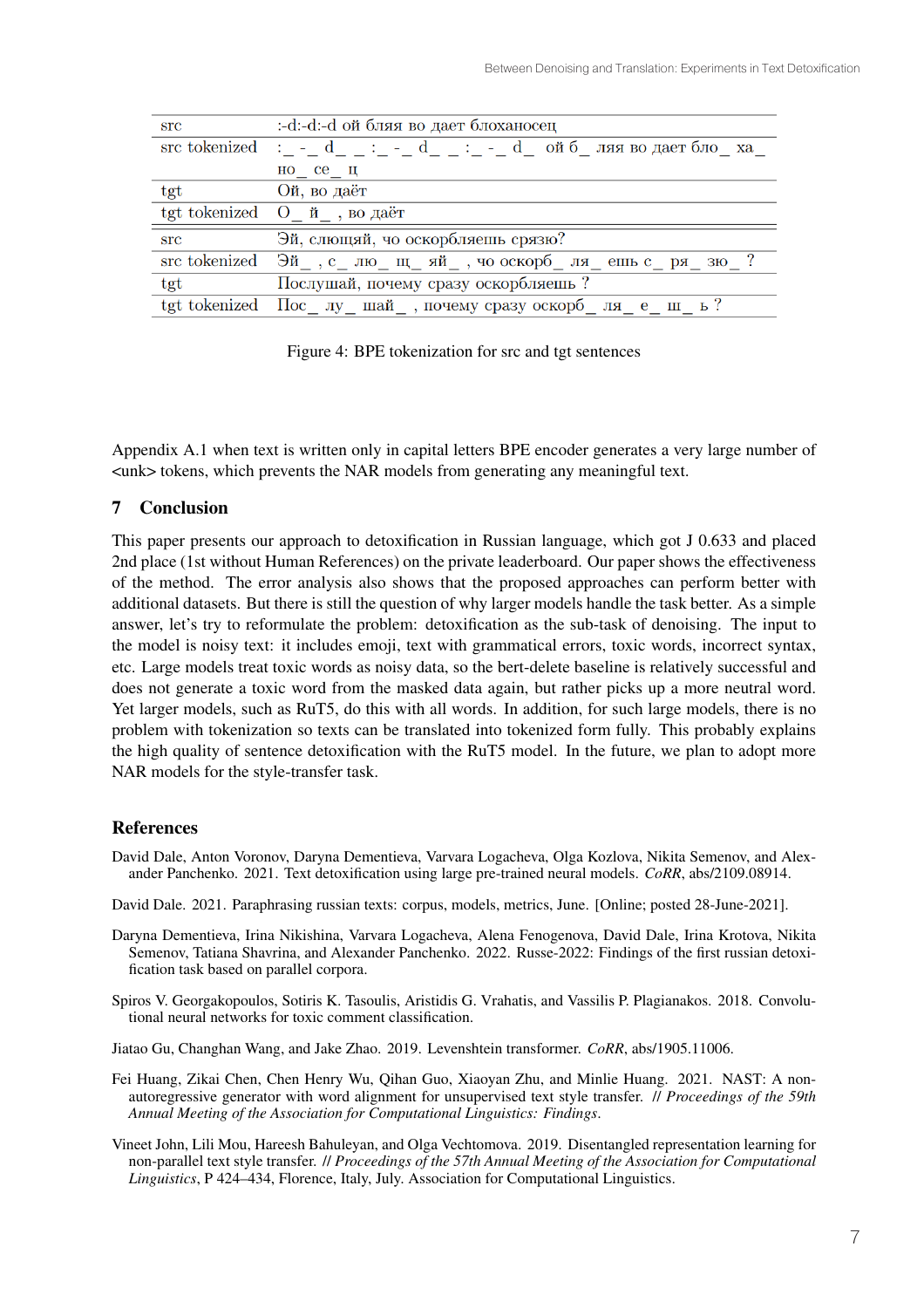| | |
|---|---|
| src | :-d:-d:-d ой бляя во дает блоханосец |
| src tokenized | :_ -_ d_ _ :_ -_ d_ _ :_ -_ d_ ой б_ ляя во дает бло_ ха_ но_ се_ ц |
| tgt | Ой, во даёт |
| tgt tokenized | О_ й_ , во даёт |
| src | Эй, слющяй, чо оскорбляешь срязю? |
| src tokenized | Эй_ , с_ лю_ щ_ яй_ , чо оскорб_ ля_ ешь с_ ря_ зю_ ? |
| tgt | Послушай, почему сразу оскорбляешь ? |
| tgt tokenized | Пос_ лу_ шай_ , почему сразу оскорб_ ля_ е_ ш_ ь ? |

Figure 4: BPE tokenization for src and tgt sentences

Appendix A.1 when text is written only in capital letters BPE encoder generates a very large number of <unk> tokens, which prevents the NAR models from generating any meaningful text.

## 7 Conclusion

This paper presents our approach to detoxification in Russian language, which got J 0.633 and placed 2nd place (1st without Human References) on the private leaderboard. Our paper shows the effectiveness of the method. The error analysis also shows that the proposed approaches can perform better with additional datasets. But there is still the question of why larger models handle the task better. As a simple answer, let's try to reformulate the problem: detoxification as the sub-task of denoising. The input to the model is noisy text: it includes emoji, text with grammatical errors, toxic words, incorrect syntax, etc. Large models treat toxic words as noisy data, so the bert-delete baseline is relatively successful and does not generate a toxic word from the masked data again, but rather picks up a more neutral word. Yet larger models, such as RuT5, do this with all words. In addition, for such large models, there is no problem with tokenization so texts can be translated into tokenized form fully. This probably explains the high quality of sentence detoxification with the RuT5 model. In the future, we plan to adopt more NAR models for the style-transfer task.

## References

David Dale, Anton Voronov, Daryna Dementieva, Varvara Logacheva, Olga Kozlova, Nikita Semenov, and Alexander Panchenko. 2021. Text detoxification using large pre-trained neural models. *CoRR*, abs/2109.08914.

David Dale. 2021. Paraphrasing russian texts: corpus, models, metrics, June. [Online; posted 28-June-2021].

Daryna Dementieva, Irina Nikishina, Varvara Logacheva, Alena Fenogenova, David Dale, Irina Krotova, Nikita Semenov, Tatiana Shavrina, and Alexander Panchenko. 2022. Russe-2022: Findings of the first russian detoxification task based on parallel corpora.

Spiros V. Georgakopoulos, Sotiris K. Tasoulis, Aristidis G. Vrahatis, and Vassilis P. Plagianakos. 2018. Convolutional neural networks for toxic comment classification.

Jiatao Gu, Changhan Wang, and Jake Zhao. 2019. Levenshtein transformer. *CoRR*, abs/1905.11006.

Fei Huang, Zikai Chen, Chen Henry Wu, Qihan Guo, Xiaoyan Zhu, and Minlie Huang. 2021. NAST: A non-autoregressive generator with word alignment for unsupervised text style transfer. *// Proceedings of the 59th Annual Meeting of the Association for Computational Linguistics: Findings*.

Vineet John, Lili Mou, Hareesh Bahuleyan, and Olga Vechtomova. 2019. Disentangled representation learning for non-parallel text style transfer. *// Proceedings of the 57th Annual Meeting of the Association for Computational Linguistics*, P 424–434, Florence, Italy, July. Association for Computational Linguistics.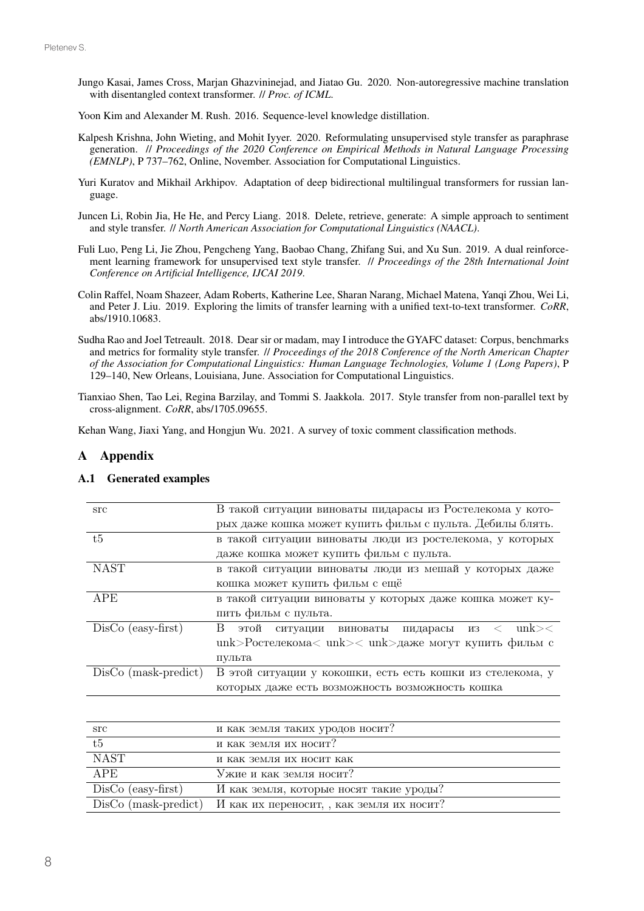Jungo Kasai, James Cross, Marjan Ghazvininejad, and Jiatao Gu. 2020. Non-autoregressive machine translation with disentangled context transformer. // *Proc. of ICML*.

Yoon Kim and Alexander M. Rush. 2016. Sequence-level knowledge distillation.

Kalpesh Krishna, John Wieting, and Mohit Iyyer. 2020. Reformulating unsupervised style transfer as paraphrase generation. // *Proceedings of the 2020 Conference on Empirical Methods in Natural Language Processing (EMNLP)*, P 737–762, Online, November. Association for Computational Linguistics.

Yuri Kuratov and Mikhail Arkhipov. Adaptation of deep bidirectional multilingual transformers for russian language.

Juncen Li, Robin Jia, He He, and Percy Liang. 2018. Delete, retrieve, generate: A simple approach to sentiment and style transfer. // *North American Association for Computational Linguistics (NAACL)*.

Fuli Luo, Peng Li, Jie Zhou, Pengcheng Yang, Baobao Chang, Zhifang Sui, and Xu Sun. 2019. A dual reinforcement learning framework for unsupervised text style transfer. // *Proceedings of the 28th International Joint Conference on Artificial Intelligence, IJCAI 2019*.

Colin Raffel, Noam Shazeer, Adam Roberts, Katherine Lee, Sharan Narang, Michael Matena, Yanqi Zhou, Wei Li, and Peter J. Liu. 2019. Exploring the limits of transfer learning with a unified text-to-text transformer. *CoRR*, abs/1910.10683.

Sudha Rao and Joel Tetreault. 2018. Dear sir or madam, may I introduce the GYAFC dataset: Corpus, benchmarks and metrics for formality style transfer. // *Proceedings of the 2018 Conference of the North American Chapter of the Association for Computational Linguistics: Human Language Technologies, Volume 1 (Long Papers)*, P 129–140, New Orleans, Louisiana, June. Association for Computational Linguistics.

Tianxiao Shen, Tao Lei, Regina Barzilay, and Tommi S. Jaakkola. 2017. Style transfer from non-parallel text by cross-alignment. *CoRR*, abs/1705.09655.

Kehan Wang, Jiaxi Yang, and Hongjun Wu. 2021. A survey of toxic comment classification methods.

## A Appendix

### A.1 Generated examples

| | |
|---|---|
| src | В такой ситуации виноваты пидарасы из Ростелекома у которых даже кошка может купить фильм с пульта. Дебилы блять. |
| t5 | в такой ситуации виноваты люди из ростелекома, у которых даже кошка может купить фильм с пульта. |
| NAST | в такой ситуации виноваты люди из мешай у которых даже кошка может купить фильм с ещё |
| APE | в такой ситуации виноваты у которых даже кошка может купить фильм с пульта. |
| DisCo (easy-first) | В этой ситуации виноваты пидарасы из < unk>< unk>Ростелекома< unk>< unk>даже могут купить фильм с пульта |
| DisCo (mask-predict) | В этой ситуации у кокошки, есть есть кошки из стелекома, у которых даже есть возможность возможность кошка |

| | |
|---|---|
| src | и как земля таких уродов носит? |
| t5 | и как земля их носит? |
| NAST | и как земля их носит как |
| APE | Ужие и как земля носит? |
| DisCo (easy-first) | И как земля, которые носят такие уроды? |
| DisCo (mask-predict) | И как их переносит, , как земля их носит? |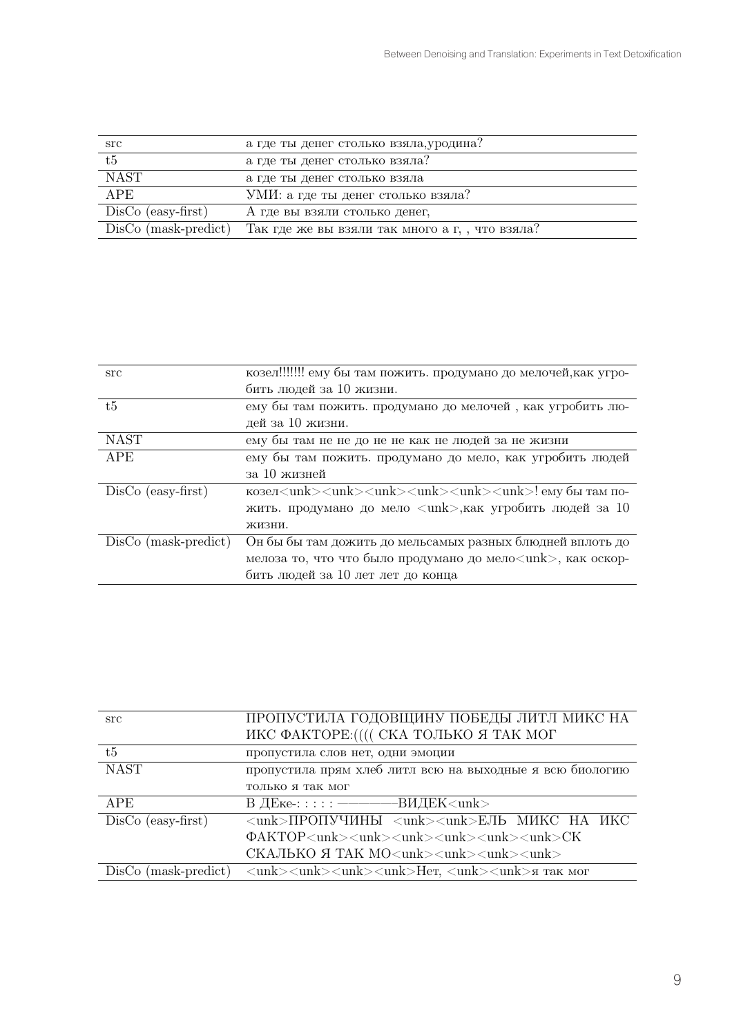| | |
|---|---|
| src | а где ты денег столько взяла,уродина? |
| t5 | а где ты денег столько взяла? |
| NAST | а где ты денег столько взяла |
| APE | УМИ: а где ты денег столько взяла? |
| DisCo (easy-first) | А где вы взяли столько денег, |
| DisCo (mask-predict) | Так где же вы взяли так много а г, , что взяла? |

| | |
|---|---|
| src | козел!!!!!!! ему бы там пожить. продумано до мелочей,как угробить людей за 10 жизни. |
| t5 | ему бы там пожить. продумано до мелочей , как угробить людей за 10 жизни. |
| NAST | ему бы там не не до не не как не людей за не жизни |
| APE | ему бы там пожить. продумано до мело, как угробить людей за 10 жизней |
| DisCo (easy-first) | козел<unk><unk><unk><unk><unk><unk>! ему бы там пожить. продумано до мело <unk>,как угробить людей за 10 жизни. |
| DisCo (mask-predict) | Он бы бы там дожить до мельсамых разных блюдней вплоть до мелоза то, что что было продумано до мело<unk>, как оскорбить людей за 10 лет лет до конца |

| | |
|---|---|
| src | ПРОПУСТИЛА ГОДОВЩИНУ ПОБЕДЫ ЛИТЛ МИКС НА ИКС ФАКТОРЕ:(((( СКА ТОЛЬКО Я ТАК МОГ |
| t5 | пропустила слов нет, одни эмоции |
| NAST | пропустила прям хлеб литл всю на выходные я всю биологию только я так мог |
| APE | В ДЕке-: : : : : ————ВИДЕК<unk> |
| DisCo (easy-first) | <unk>ПРОПУЧИНЫ <unk><unk>ЕЛЬ МИКС НА ИКС ФАКТОР<unk><unk><unk><unk><unk><unk>СК СКАЛЬКО Я ТАК МО<unk><unk><unk><unk> |
| DisCo (mask-predict) | <unk><unk><unk><unk>Нет, <unk><unk>я так мог |